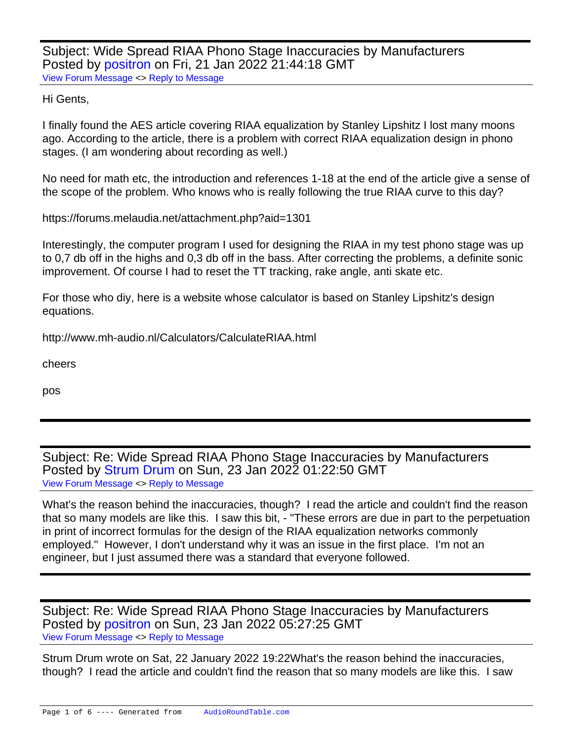Subject: Wide Spread RIAA Phono Stage Inaccuracies by Manufacturers
Posted by positron on Fri, 21 Jan 2022 21:44:18 GMT
View Forum Message <> Reply to Message

Hi Gents,

I finally found the AES article covering RIAA equalization by Stanley Lipshitz I lost many moons ago. According to the article, there is a problem with correct RIAA equalization design in phono stages. (I am wondering about recording as well.)

No need for math etc, the introduction and references 1-18 at the end of the article give a sense of the scope of the problem. Who knows who is really following the true RIAA curve to this day?

https://forums.melaudia.net/attachment.php?aid=1301

Interestingly, the computer program I used for designing the RIAA in my test phono stage was up to 0,7 db off in the highs and 0,3 db off in the bass. After correcting the problems, a definite sonic improvement. Of course I had to reset the TT tracking, rake angle, anti skate etc.

For those who diy, here is a website whose calculator is based on Stanley Lipshitz's design equations.

http://www.mh-audio.nl/Calculators/CalculateRIAA.html

cheers

pos

---

Subject: Re: Wide Spread RIAA Phono Stage Inaccuracies by Manufacturers
Posted by Strum Drum on Sun, 23 Jan 2022 01:22:50 GMT
View Forum Message <> Reply to Message

What's the reason behind the inaccuracies, though? I read the article and couldn't find the reason that so many models are like this. I saw this bit, - "These errors are due in part to the perpetuation in print of incorrect formulas for the design of the RIAA equalization networks commonly employed." However, I don't understand why it was an issue in the first place. I'm not an engineer, but I just assumed there was a standard that everyone followed.

---

Subject: Re: Wide Spread RIAA Phono Stage Inaccuracies by Manufacturers
Posted by positron on Sun, 23 Jan 2022 05:27:25 GMT
View Forum Message <> Reply to Message

Strum Drum wrote on Sat, 22 January 2022 19:22What's the reason behind the inaccuracies, though? I read the article and couldn't find the reason that so many models are like this. I saw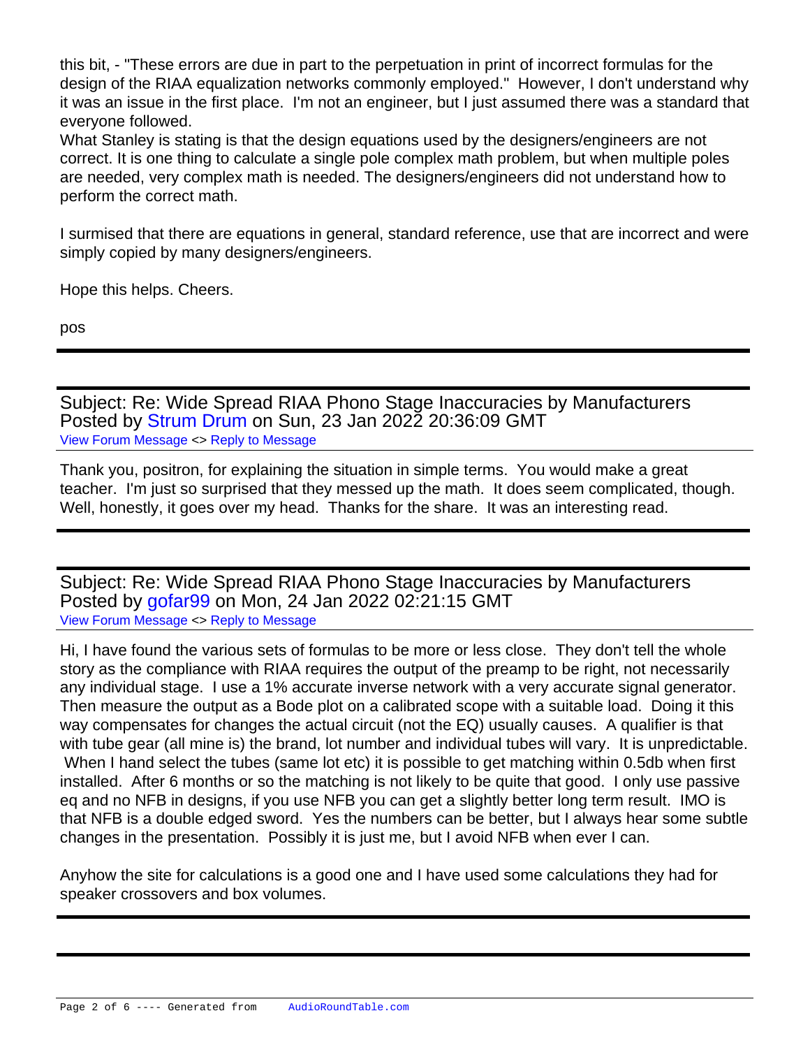this bit, - "These errors are due in part to the perpetuation in print of incorrect formulas for the design of the RIAA equalization networks commonly employed." However, I don't understand why it was an issue in the first place. I'm not an engineer, but I just assumed there was a standard that everyone followed.

What Stanley is stating is that the design equations used by the designers/engineers are not correct. It is one thing to calculate a single pole complex math problem, but when multiple poles are needed, very complex math is needed. The designers/engineers did not understand how to perform the correct math.

I surmised that there are equations in general, standard reference, use that are incorrect and were simply copied by many designers/engineers.

Hope this helps. Cheers.

pos

---

Subject: Re: Wide Spread RIAA Phono Stage Inaccuracies by Manufacturers
Posted by Strum Drum on Sun, 23 Jan 2022 20:36:09 GMT
View Forum Message <> Reply to Message

Thank you, positron, for explaining the situation in simple terms. You would make a great teacher. I'm just so surprised that they messed up the math. It does seem complicated, though. Well, honestly, it goes over my head. Thanks for the share. It was an interesting read.

---

Subject: Re: Wide Spread RIAA Phono Stage Inaccuracies by Manufacturers
Posted by gofar99 on Mon, 24 Jan 2022 02:21:15 GMT
View Forum Message <> Reply to Message

Hi, I have found the various sets of formulas to be more or less close. They don't tell the whole story as the compliance with RIAA requires the output of the preamp to be right, not necessarily any individual stage. I use a 1% accurate inverse network with a very accurate signal generator. Then measure the output as a Bode plot on a calibrated scope with a suitable load. Doing it this way compensates for changes the actual circuit (not the EQ) usually causes. A qualifier is that with tube gear (all mine is) the brand, lot number and individual tubes will vary. It is unpredictable. When I hand select the tubes (same lot etc) it is possible to get matching within 0.5db when first installed. After 6 months or so the matching is not likely to be quite that good. I only use passive eq and no NFB in designs, if you use NFB you can get a slightly better long term result. IMO is that NFB is a double edged sword. Yes the numbers can be better, but I always hear some subtle changes in the presentation. Possibly it is just me, but I avoid NFB when ever I can.

Anyhow the site for calculations is a good one and I have used some calculations they had for speaker crossovers and box volumes.

---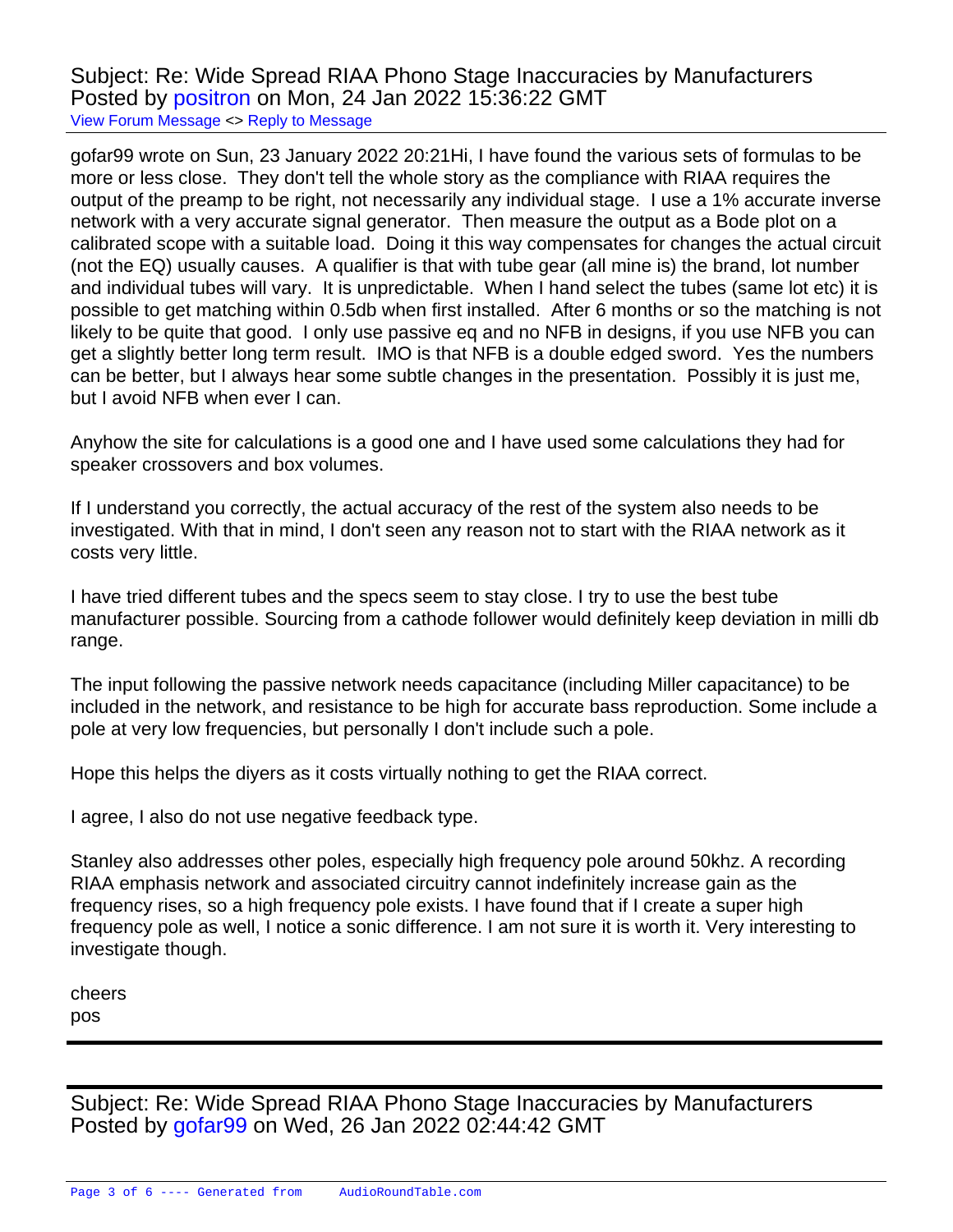Subject: Re: Wide Spread RIAA Phono Stage Inaccuracies by Manufacturers
Posted by positron on Mon, 24 Jan 2022 15:36:22 GMT
View Forum Message <> Reply to Message

---

gofar99 wrote on Sun, 23 January 2022 20:21Hi, I have found the various sets of formulas to be more or less close.  They don't tell the whole story as the compliance with RIAA requires the output of the preamp to be right, not necessarily any individual stage.  I use a 1% accurate inverse network with a very accurate signal generator.  Then measure the output as a Bode plot on a calibrated scope with a suitable load.  Doing it this way compensates for changes the actual circuit (not the EQ) usually causes.  A qualifier is that with tube gear (all mine is) the brand, lot number and individual tubes will vary.  It is unpredictable.  When I hand select the tubes (same lot etc) it is possible to get matching within 0.5db when first installed.  After 6 months or so the matching is not likely to be quite that good.  I only use passive eq and no NFB in designs, if you use NFB you can get a slightly better long term result.  IMO is that NFB is a double edged sword.  Yes the numbers can be better, but I always hear some subtle changes in the presentation.  Possibly it is just me, but I avoid NFB when ever I can.

Anyhow the site for calculations is a good one and I have used some calculations they had for speaker crossovers and box volumes.

If I understand you correctly, the actual accuracy of the rest of the system also needs to be investigated. With that in mind, I don't seen any reason not to start with the RIAA network as it costs very little.

I have tried different tubes and the specs seem to stay close. I try to use the best tube manufacturer possible. Sourcing from a cathode follower would definitely keep deviation in milli db range.

The input following the passive network needs capacitance (including Miller capacitance) to be included in the network, and resistance to be high for accurate bass reproduction. Some include a pole at very low frequencies, but personally I don't include such a pole.

Hope this helps the diyers as it costs virtually nothing to get the RIAA correct.

I agree, I also do not use negative feedback type.

Stanley also addresses other poles, especially high frequency pole around 50khz. A recording RIAA emphasis network and associated circuitry cannot indefinitely increase gain as the frequency rises, so a high frequency pole exists. I have found that if I create a super high frequency pole as well, I notice a sonic difference. I am not sure it is worth it. Very interesting to investigate though.

cheers
pos

---

Subject: Re: Wide Spread RIAA Phono Stage Inaccuracies by Manufacturers
Posted by gofar99 on Wed, 26 Jan 2022 02:44:42 GMT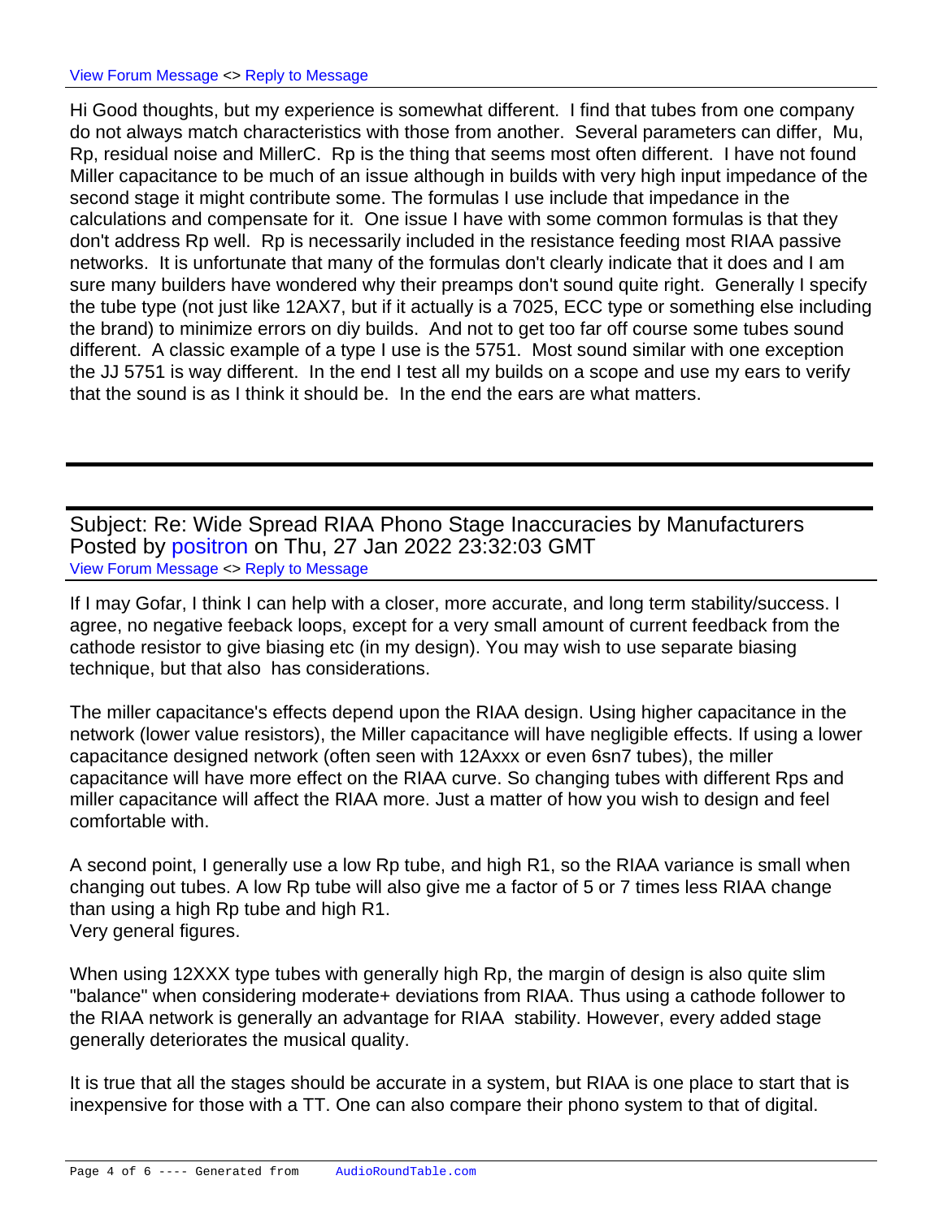View Forum Message <> Reply to Message

Hi Good thoughts, but my experience is somewhat different. I find that tubes from one company do not always match characteristics with those from another. Several parameters can differ, Mu, Rp, residual noise and MillerC. Rp is the thing that seems most often different. I have not found Miller capacitance to be much of an issue although in builds with very high input impedance of the second stage it might contribute some. The formulas I use include that impedance in the calculations and compensate for it. One issue I have with some common formulas is that they don't address Rp well. Rp is necessarily included in the resistance feeding most RIAA passive networks. It is unfortunate that many of the formulas don't clearly indicate that it does and I am sure many builders have wondered why their preamps don't sound quite right. Generally I specify the tube type (not just like 12AX7, but if it actually is a 7025, ECC type or something else including the brand) to minimize errors on diy builds. And not to get too far off course some tubes sound different. A classic example of a type I use is the 5751. Most sound similar with one exception the JJ 5751 is way different. In the end I test all my builds on a scope and use my ears to verify that the sound is as I think it should be. In the end the ears are what matters.

---

Subject: Re: Wide Spread RIAA Phono Stage Inaccuracies by Manufacturers
Posted by positron on Thu, 27 Jan 2022 23:32:03 GMT
View Forum Message <> Reply to Message

If I may Gofar, I think I can help with a closer, more accurate, and long term stability/success. I agree, no negative feeback loops, except for a very small amount of current feedback from the cathode resistor to give biasing etc (in my design). You may wish to use separate biasing technique, but that also has considerations.

The miller capacitance's effects depend upon the RIAA design. Using higher capacitance in the network (lower value resistors), the Miller capacitance will have negligible effects. If using a lower capacitance designed network (often seen with 12Axxx or even 6sn7 tubes), the miller capacitance will have more effect on the RIAA curve. So changing tubes with different Rps and miller capacitance will affect the RIAA more. Just a matter of how you wish to design and feel comfortable with.

A second point, I generally use a low Rp tube, and high R1, so the RIAA variance is small when changing out tubes. A low Rp tube will also give me a factor of 5 or 7 times less RIAA change than using a high Rp tube and high R1.
Very general figures.

When using 12XXX type tubes with generally high Rp, the margin of design is also quite slim "balance" when considering moderate+ deviations from RIAA. Thus using a cathode follower to the RIAA network is generally an advantage for RIAA stability. However, every added stage generally deteriorates the musical quality.

It is true that all the stages should be accurate in a system, but RIAA is one place to start that is inexpensive for those with a TT. One can also compare their phono system to that of digital.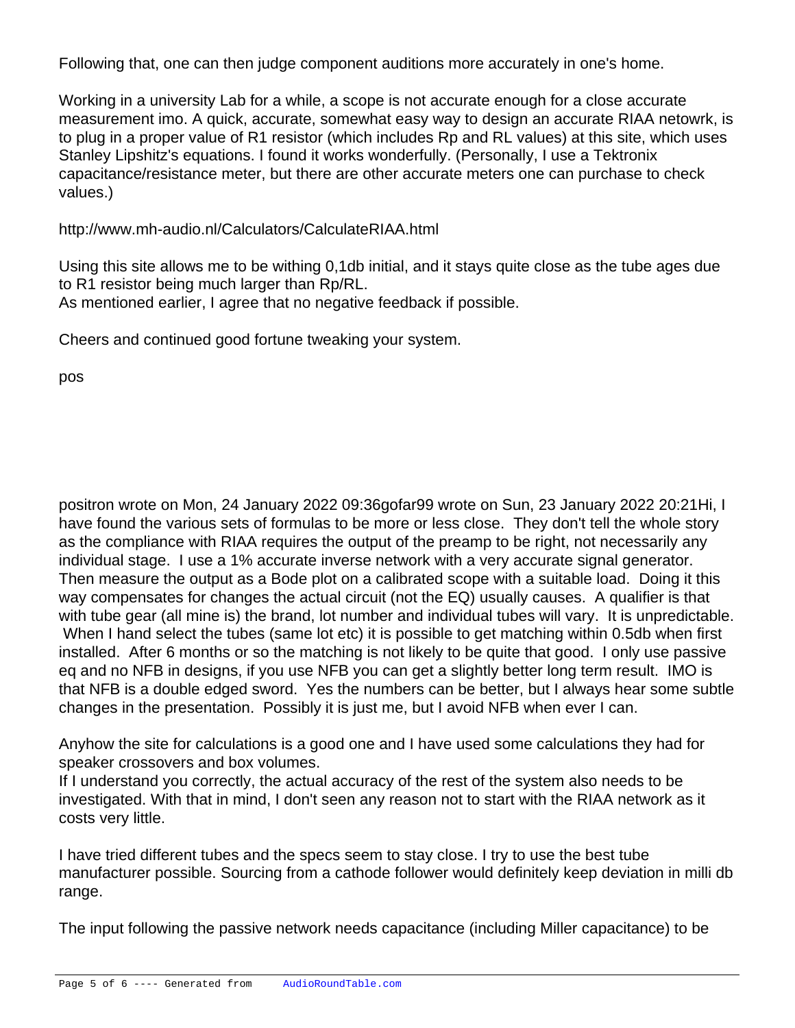Following that, one can then judge component auditions more accurately in one's home.

Working in a university Lab for a while, a scope is not accurate enough for a close accurate measurement imo. A quick, accurate, somewhat easy way to design an accurate RIAA netowrk, is to plug in a proper value of R1 resistor (which includes Rp and RL values) at this site, which uses Stanley Lipshitz's equations. I found it works wonderfully. (Personally, I use a Tektronix capacitance/resistance meter, but there are other accurate meters one can purchase to check values.)

http://www.mh-audio.nl/Calculators/CalculateRIAA.html

Using this site allows me to be withing 0,1db initial, and it stays quite close as the tube ages due to R1 resistor being much larger than Rp/RL.
As mentioned earlier, I agree that no negative feedback if possible.

Cheers and continued good fortune tweaking your system.

pos

positron wrote on Mon, 24 January 2022 09:36gofar99 wrote on Sun, 23 January 2022 20:21Hi, I have found the various sets of formulas to be more or less close. They don't tell the whole story as the compliance with RIAA requires the output of the preamp to be right, not necessarily any individual stage. I use a 1% accurate inverse network with a very accurate signal generator. Then measure the output as a Bode plot on a calibrated scope with a suitable load. Doing it this way compensates for changes the actual circuit (not the EQ) usually causes. A qualifier is that with tube gear (all mine is) the brand, lot number and individual tubes will vary. It is unpredictable. When I hand select the tubes (same lot etc) it is possible to get matching within 0.5db when first installed. After 6 months or so the matching is not likely to be quite that good. I only use passive eq and no NFB in designs, if you use NFB you can get a slightly better long term result. IMO is that NFB is a double edged sword. Yes the numbers can be better, but I always hear some subtle changes in the presentation. Possibly it is just me, but I avoid NFB when ever I can.

Anyhow the site for calculations is a good one and I have used some calculations they had for speaker crossovers and box volumes.
If I understand you correctly, the actual accuracy of the rest of the system also needs to be investigated. With that in mind, I don't seen any reason not to start with the RIAA network as it costs very little.

I have tried different tubes and the specs seem to stay close. I try to use the best tube manufacturer possible. Sourcing from a cathode follower would definitely keep deviation in milli db range.

The input following the passive network needs capacitance (including Miller capacitance) to be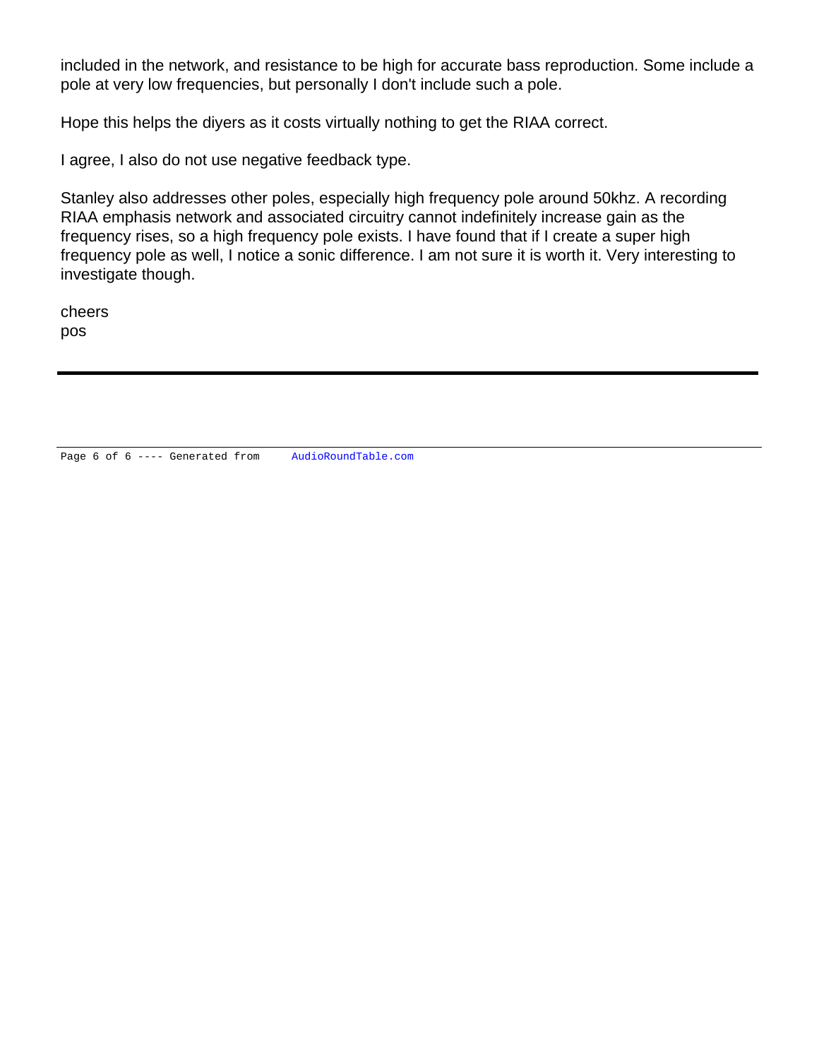included in the network, and resistance to be high for accurate bass reproduction. Some include a pole at very low frequencies, but personally I don't include such a pole.

Hope this helps the diyers as it costs virtually nothing to get the RIAA correct.

I agree, I also do not use negative feedback type.

Stanley also addresses other poles, especially high frequency pole around 50khz. A recording RIAA emphasis network and associated circuitry cannot indefinitely increase gain as the frequency rises, so a high frequency pole exists. I have found that if I create a super high frequency pole as well, I notice a sonic difference. I am not sure it is worth it. Very interesting to investigate though.

cheers
pos

---